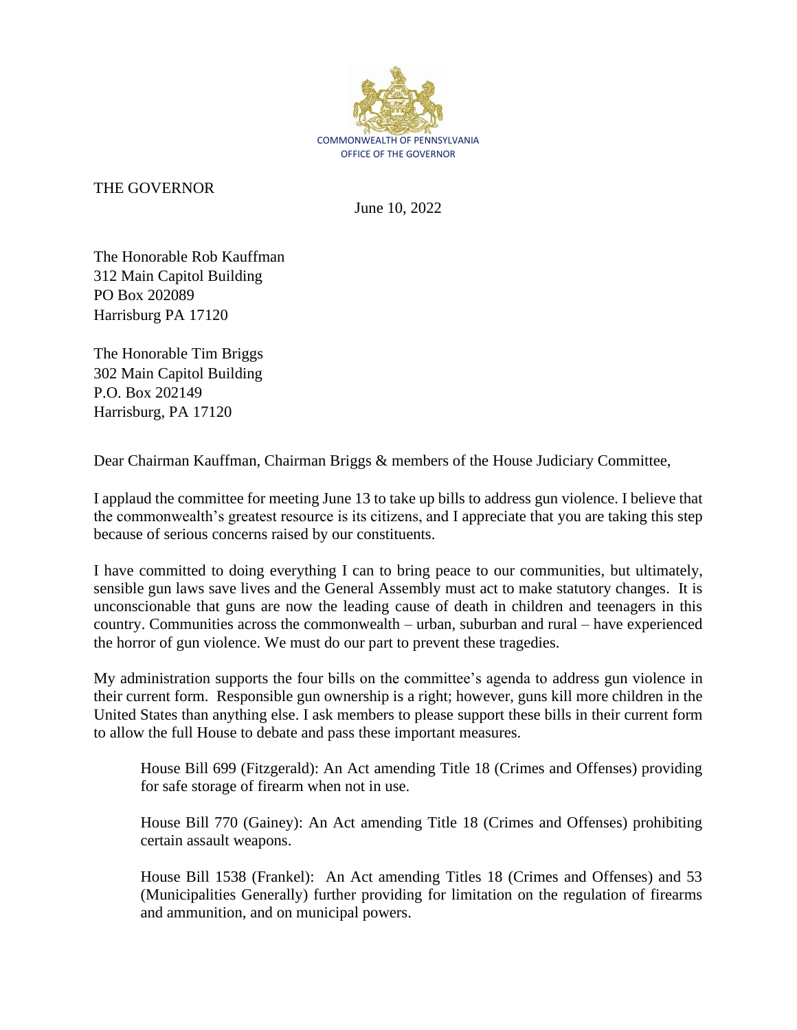COMMONWEALTH OF PENNSYLVANIA
OFFICE OF THE GOVERNOR

THE GOVERNOR

June 10, 2022

The Honorable Rob Kauffman
312 Main Capitol Building
PO Box 202089
Harrisburg PA 17120

The Honorable Tim Briggs
302 Main Capitol Building
P.O. Box 202149
Harrisburg, PA 17120

Dear Chairman Kauffman, Chairman Briggs & members of the House Judiciary Committee,

I applaud the committee for meeting June 13 to take up bills to address gun violence. I believe that the commonwealth's greatest resource is its citizens, and I appreciate that you are taking this step because of serious concerns raised by our constituents.

I have committed to doing everything I can to bring peace to our communities, but ultimately, sensible gun laws save lives and the General Assembly must act to make statutory changes. It is unconscionable that guns are now the leading cause of death in children and teenagers in this country. Communities across the commonwealth – urban, suburban and rural – have experienced the horror of gun violence. We must do our part to prevent these tragedies.

My administration supports the four bills on the committee's agenda to address gun violence in their current form. Responsible gun ownership is a right; however, guns kill more children in the United States than anything else. I ask members to please support these bills in their current form to allow the full House to debate and pass these important measures.

> House Bill 699 (Fitzgerald): An Act amending Title 18 (Crimes and Offenses) providing for safe storage of firearm when not in use.
>
> House Bill 770 (Gainey): An Act amending Title 18 (Crimes and Offenses) prohibiting certain assault weapons.
>
> House Bill 1538 (Frankel): An Act amending Titles 18 (Crimes and Offenses) and 53 (Municipalities Generally) further providing for limitation on the regulation of firearms and ammunition, and on municipal powers.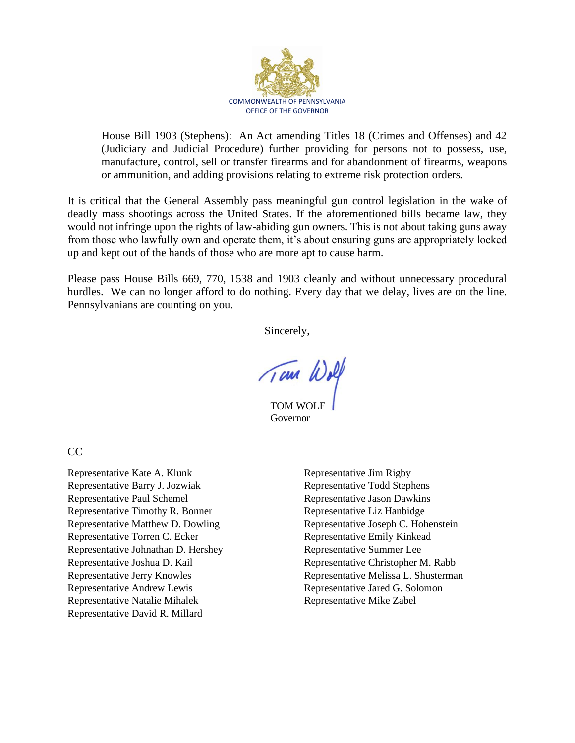COMMONWEALTH OF PENNSYLVANIA
OFFICE OF THE GOVERNOR

> House Bill 1903 (Stephens): An Act amending Titles 18 (Crimes and Offenses) and 42 (Judiciary and Judicial Procedure) further providing for persons not to possess, use, manufacture, control, sell or transfer firearms and for abandonment of firearms, weapons or ammunition, and adding provisions relating to extreme risk protection orders.

It is critical that the General Assembly pass meaningful gun control legislation in the wake of deadly mass shootings across the United States. If the aforementioned bills became law, they would not infringe upon the rights of law-abiding gun owners. This is not about taking guns away from those who lawfully own and operate them, it's about ensuring guns are appropriately locked up and kept out of the hands of those who are more apt to cause harm.

Please pass House Bills 669, 770, 1538 and 1903 cleanly and without unnecessary procedural hurdles. We can no longer afford to do nothing. Every day that we delay, lives are on the line. Pennsylvanians are counting on you.

Sincerely,

Tom Wolf

TOM WOLF
Governor

CC

Representative Kate A. Klunk
Representative Barry J. Jozwiak
Representative Paul Schemel
Representative Timothy R. Bonner
Representative Matthew D. Dowling
Representative Torren C. Ecker
Representative Johnathan D. Hershey
Representative Joshua D. Kail
Representative Jerry Knowles
Representative Andrew Lewis
Representative Natalie Mihalek
Representative David R. Millard
Representative Jim Rigby
Representative Todd Stephens
Representative Jason Dawkins
Representative Liz Hanbidge
Representative Joseph C. Hohenstein
Representative Emily Kinkead
Representative Summer Lee
Representative Christopher M. Rabb
Representative Melissa L. Shusterman
Representative Jared G. Solomon
Representative Mike Zabel